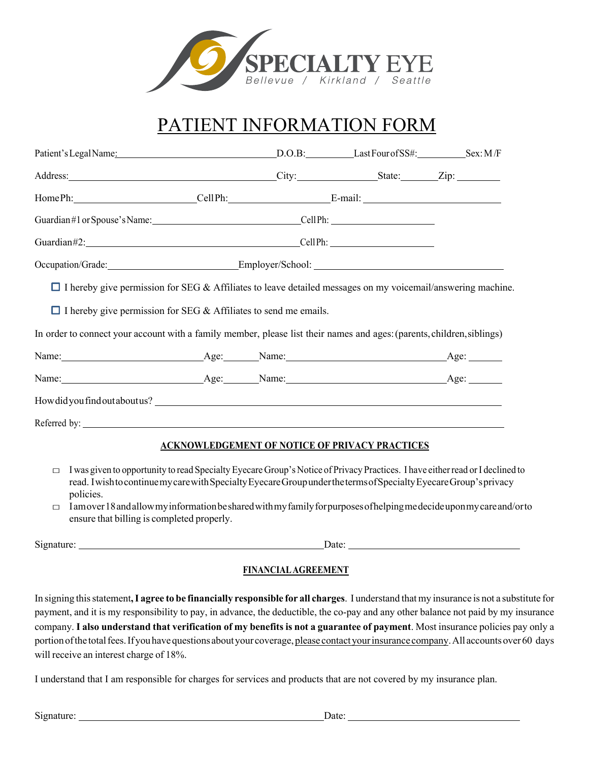SPECIALTY EYE
Bellevue / Kirkland / Seattle

# PATIENT INFORMATION FORM

Patient's Legal Name: ______________________ D.O.B: __________ Last Four of SS#: __________ Sex: M /F

Address: ______________________________ City: ______________ State: _______ Zip: ________

Home Ph: ____________________ Cell Ph: ____________________ E-mail: ______________________

Guardian #1 or Spouse's Name: ______________________ Cell Ph: ____________________

Guardian #2: ______________________________ Cell Ph: ____________________

Occupation/Grade: ______________________ Employer/School: ______________________________

☐ I hereby give permission for SEG & Affiliates to leave detailed messages on my voicemail/answering machine.

☐ I hereby give permission for SEG & Affiliates to send me emails.

In order to connect your account with a family member, please list their names and ages: (parents, children, siblings)

Name: ______________________ Age: ______ Name: ______________________ Age: ______

Name: ______________________ Age: ______ Name: ______________________ Age: ______

How did you find out about us? ______________________________________________

Referred by: ______________________________________________

## ACKNOWLEDGEMENT OF NOTICE OF PRIVACY PRACTICES

- ☐ I was given to opportunity to read Specialty Eyecare Group's Notice of Privacy Practices. I have either read or I declined to read. I wish to continue my care with Specialty Eyecare Group under the terms of Specialty Eyecare Group's privacy policies.
- ☐ I am over 18 and allow my information be shared with my family for purposes of helping me decide upon my care and/or to ensure that billing is completed properly.

Signature: ______________________________ Date: ______________________

## FINANCIAL AGREEMENT

In signing this statement, **I agree to be financially responsible for all charges**. I understand that my insurance is not a substitute for payment, and it is my responsibility to pay, in advance, the deductible, the co-pay and any other balance not paid by my insurance company. **I also understand that verification of my benefits is not a guarantee of payment**. Most insurance policies pay only a portion of the total fees. If you have questions about your coverage, please contact your insurance company. All accounts over 60 days will receive an interest charge of 18%.

I understand that I am responsible for charges for services and products that are not covered by my insurance plan.

Signature: ______________________________ Date: ______________________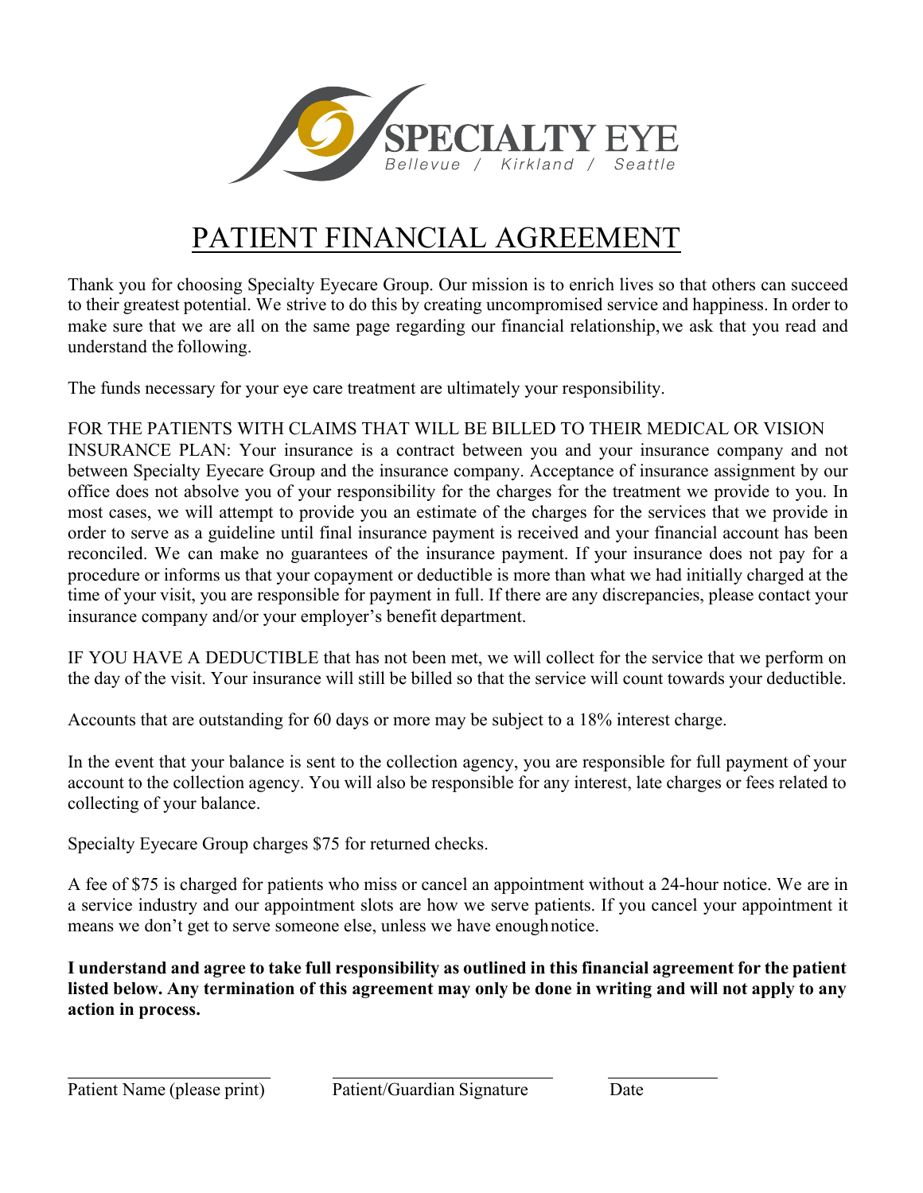SPECIALTY EYE
Bellevue / Kirkland / Seattle

# PATIENT FINANCIAL AGREEMENT

Thank you for choosing Specialty Eyecare Group. Our mission is to enrich lives so that others can succeed to their greatest potential. We strive to do this by creating uncompromised service and happiness. In order to make sure that we are all on the same page regarding our financial relationship, we ask that you read and understand the following.

The funds necessary for your eye care treatment are ultimately your responsibility.

FOR THE PATIENTS WITH CLAIMS THAT WILL BE BILLED TO THEIR MEDICAL OR VISION INSURANCE PLAN: Your insurance is a contract between you and your insurance company and not between Specialty Eyecare Group and the insurance company. Acceptance of insurance assignment by our office does not absolve you of your responsibility for the charges for the treatment we provide to you. In most cases, we will attempt to provide you an estimate of the charges for the services that we provide in order to serve as a guideline until final insurance payment is received and your financial account has been reconciled. We can make no guarantees of the insurance payment. If your insurance does not pay for a procedure or informs us that your copayment or deductible is more than what we had initially charged at the time of your visit, you are responsible for payment in full. If there are any discrepancies, please contact your insurance company and/or your employer's benefit department.

IF YOU HAVE A DEDUCTIBLE that has not been met, we will collect for the service that we perform on the day of the visit. Your insurance will still be billed so that the service will count towards your deductible.

Accounts that are outstanding for 60 days or more may be subject to a 18% interest charge.

In the event that your balance is sent to the collection agency, you are responsible for full payment of your account to the collection agency. You will also be responsible for any interest, late charges or fees related to collecting of your balance.

Specialty Eyecare Group charges $75 for returned checks.

A fee of $75 is charged for patients who miss or cancel an appointment without a 24-hour notice. We are in a service industry and our appointment slots are how we serve patients. If you cancel your appointment it means we don't get to serve someone else, unless we have enough notice.

**I understand and agree to take full responsibility as outlined in this financial agreement for the patient listed below. Any termination of this agreement may only be done in writing and will not apply to any action in process.**

| Patient Name (please print) | Patient/Guardian Signature | Date |
|---|---|---|
| | | |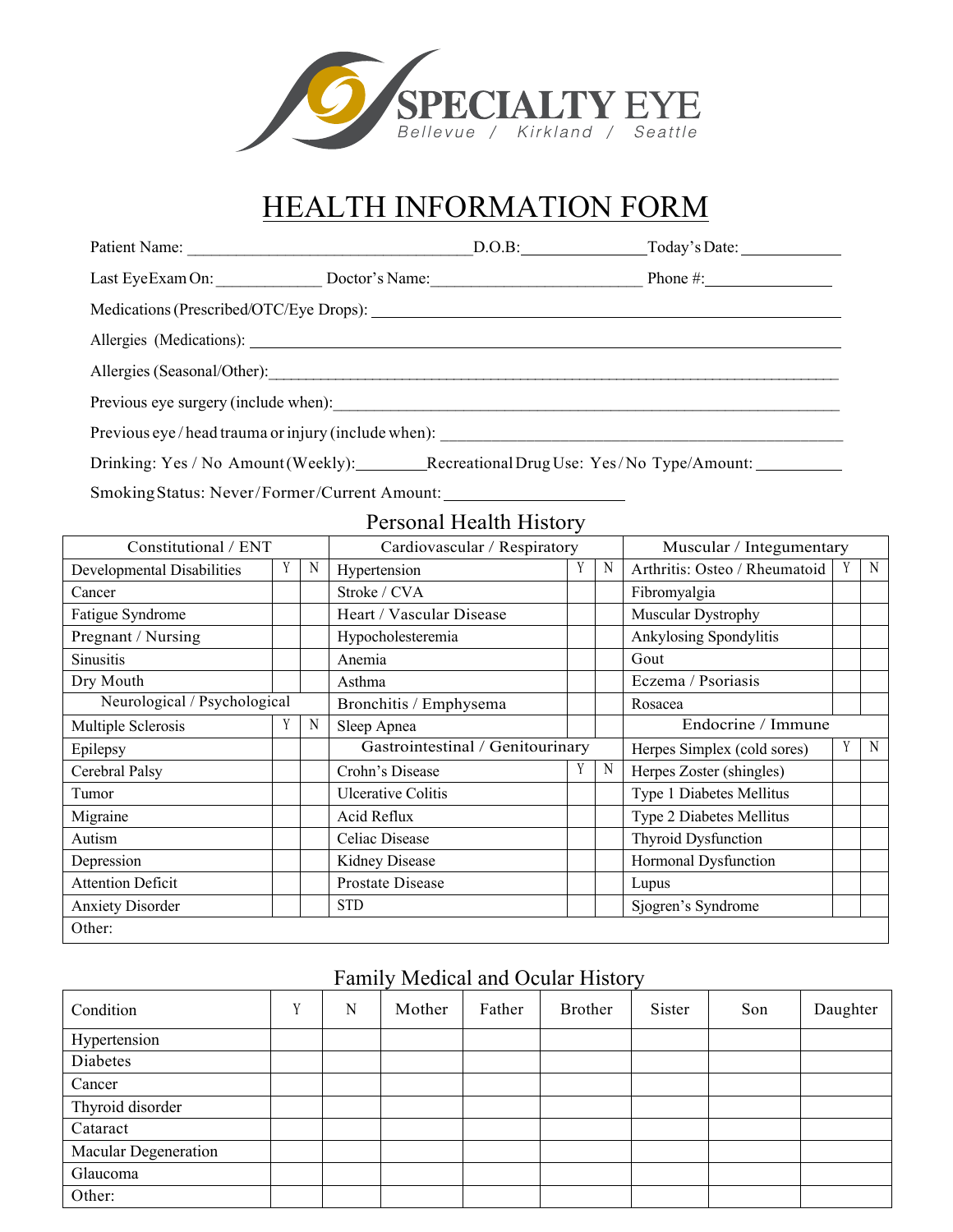SPECIALTY EYE
Bellevue / Kirkland / Seattle

# HEALTH INFORMATION FORM

Patient Name: ________________________________ D.O.B: ______________ Today's Date: ___________

Last Eye Exam On: ____________ Doctor's Name: ________________________ Phone #: _______________

Medications (Prescribed/OTC/Eye Drops): ______________________________________________

Allergies (Medications): ______________________________________________

Allergies (Seasonal/Other): ______________________________________________

Previous eye surgery (include when): ______________________________________________

Previous eye / head trauma or injury (include when): ______________________________________________

Drinking: Yes / No Amount (Weekly): ________ Recreational Drug Use: Yes / No Type/Amount: __________

Smoking Status: Never / Former / Current Amount: ____________________

## Personal Health History

| Constitutional / ENT | | | Cardiovascular / Respiratory | | | Muscular / Integumentary | | |
|---|---|---|---|---|---|---|---|---|
| Developmental Disabilities | Y | N | Hypertension | Y | N | Arthritis: Osteo / Rheumatoid | Y | N |
| Cancer | | | Stroke / CVA | | | Fibromyalgia | | |
| Fatigue Syndrome | | | Heart / Vascular Disease | | | Muscular Dystrophy | | |
| Pregnant / Nursing | | | Hypocholesteremia | | | Ankylosing Spondylitis | | |
| Sinusitis | | | Anemia | | | Gout | | |
| Dry Mouth | | | Asthma | | | Eczema / Psoriasis | | |
| Neurological / Psychological | | | Bronchitis / Emphysema | | | Rosacea | | |
| Multiple Sclerosis | Y | N | Sleep Apnea | | | Endocrine / Immune | | |
| Epilepsy | | | Gastrointestinal / Genitourinary | | | Herpes Simplex (cold sores) | Y | N |
| Cerebral Palsy | | | Crohn's Disease | Y | N | Herpes Zoster (shingles) | | |
| Tumor | | | Ulcerative Colitis | | | Type 1 Diabetes Mellitus | | |
| Migraine | | | Acid Reflux | | | Type 2 Diabetes Mellitus | | |
| Autism | | | Celiac Disease | | | Thyroid Dysfunction | | |
| Depression | | | Kidney Disease | | | Hormonal Dysfunction | | |
| Attention Deficit | | | Prostate Disease | | | Lupus | | |
| Anxiety Disorder | | | STD | | | Sjogren's Syndrome | | |
| Other: | | | | | | | | |

## Family Medical and Ocular History

| Condition | Y | N | Mother | Father | Brother | Sister | Son | Daughter |
|---|---|---|---|---|---|---|---|---|
| Hypertension | | | | | | | | |
| Diabetes | | | | | | | | |
| Cancer | | | | | | | | |
| Thyroid disorder | | | | | | | | |
| Cataract | | | | | | | | |
| Macular Degeneration | | | | | | | | |
| Glaucoma | | | | | | | | |
| Other: | | | | | | | | |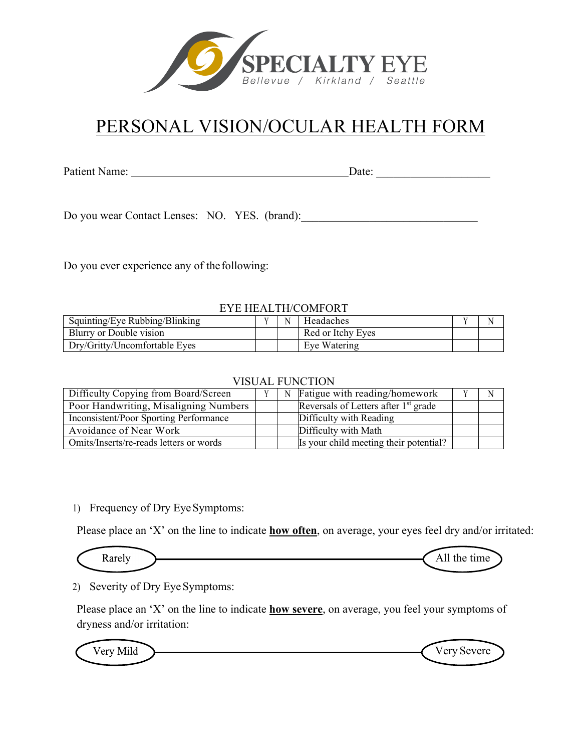SPECIALTY EYE

Bellevue / Kirkland / Seattle

# PERSONAL VISION/OCULAR HEALTH FORM

Patient Name: _______________________________________ Date: ____________________

Do you wear Contact Lenses: NO. YES. (brand):________________________________

Do you ever experience any of the following:

EYE HEALTH/COMFORT

| | | | | | |
|---|---|---|---|---|---|
| Squinting/Eye Rubbing/Blinking | Y | N | Headaches | Y | N |
| Blurry or Double vision | | | Red or Itchy Eyes | | |
| Dry/Gritty/Uncomfortable Eyes | | | Eye Watering | | |

VISUAL FUNCTION

| | | | | | |
|---|---|---|---|---|---|
| Difficulty Copying from Board/Screen | Y | N | Fatigue with reading/homework | Y | N |
| Poor Handwriting, Misaligning Numbers | | | Reversals of Letters after 1st grade | | |
| Inconsistent/Poor Sporting Performance | | | Difficulty with Reading | | |
| Avoidance of Near Work | | | Difficulty with Math | | |
| Omits/Inserts/re-reads letters or words | | | Is your child meeting their potential? | | |

1) Frequency of Dry Eye Symptoms:

Please place an 'X' on the line to indicate **how often**, on average, your eyes feel dry and/or irritated:

Rarely ____________________________________________ All the time

2) Severity of Dry Eye Symptoms:

Please place an 'X' on the line to indicate **how severe**, on average, you feel your symptoms of dryness and/or irritation:

Very Mild ____________________________________________ Very Severe